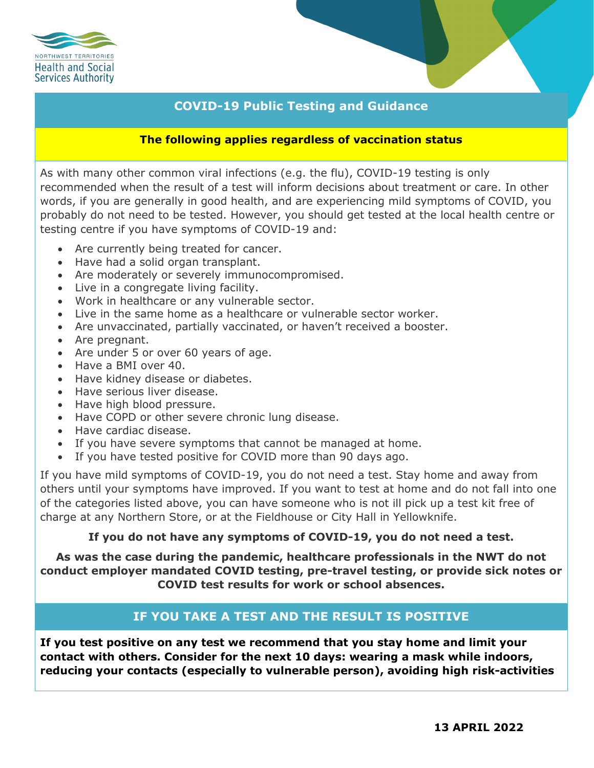NORTHWEST TERRITORIES
Health and Social Services Authority

## COVID-19 Public Testing and Guidance

**The following applies regardless of vaccination status**

As with many other common viral infections (e.g. the flu), COVID-19 testing is only recommended when the result of a test will inform decisions about treatment or care. In other words, if you are generally in good health, and are experiencing mild symptoms of COVID, you probably do not need to be tested. However, you should get tested at the local health centre or testing centre if you have symptoms of COVID-19 and:

- Are currently being treated for cancer.
- Have had a solid organ transplant.
- Are moderately or severely immunocompromised.
- Live in a congregate living facility.
- Work in healthcare or any vulnerable sector.
- Live in the same home as a healthcare or vulnerable sector worker.
- Are unvaccinated, partially vaccinated, or haven't received a booster.
- Are pregnant.
- Are under 5 or over 60 years of age.
- Have a BMI over 40.
- Have kidney disease or diabetes.
- Have serious liver disease.
- Have high blood pressure.
- Have COPD or other severe chronic lung disease.
- Have cardiac disease.
- If you have severe symptoms that cannot be managed at home.
- If you have tested positive for COVID more than 90 days ago.

If you have mild symptoms of COVID-19, you do not need a test. Stay home and away from others until your symptoms have improved. If you want to test at home and do not fall into one of the categories listed above, you can have someone who is not ill pick up a test kit free of charge at any Northern Store, or at the Fieldhouse or City Hall in Yellowknife.

**If you do not have any symptoms of COVID-19, you do not need a test.**

**As was the case during the pandemic, healthcare professionals in the NWT do not conduct employer mandated COVID testing, pre-travel testing, or provide sick notes or COVID test results for work or school absences.**

## IF YOU TAKE A TEST AND THE RESULT IS POSITIVE

**If you test positive on any test we recommend that you stay home and limit your contact with others. Consider for the next 10 days: wearing a mask while indoors, reducing your contacts (especially to vulnerable person), avoiding high risk-activities**

**13 APRIL 2022**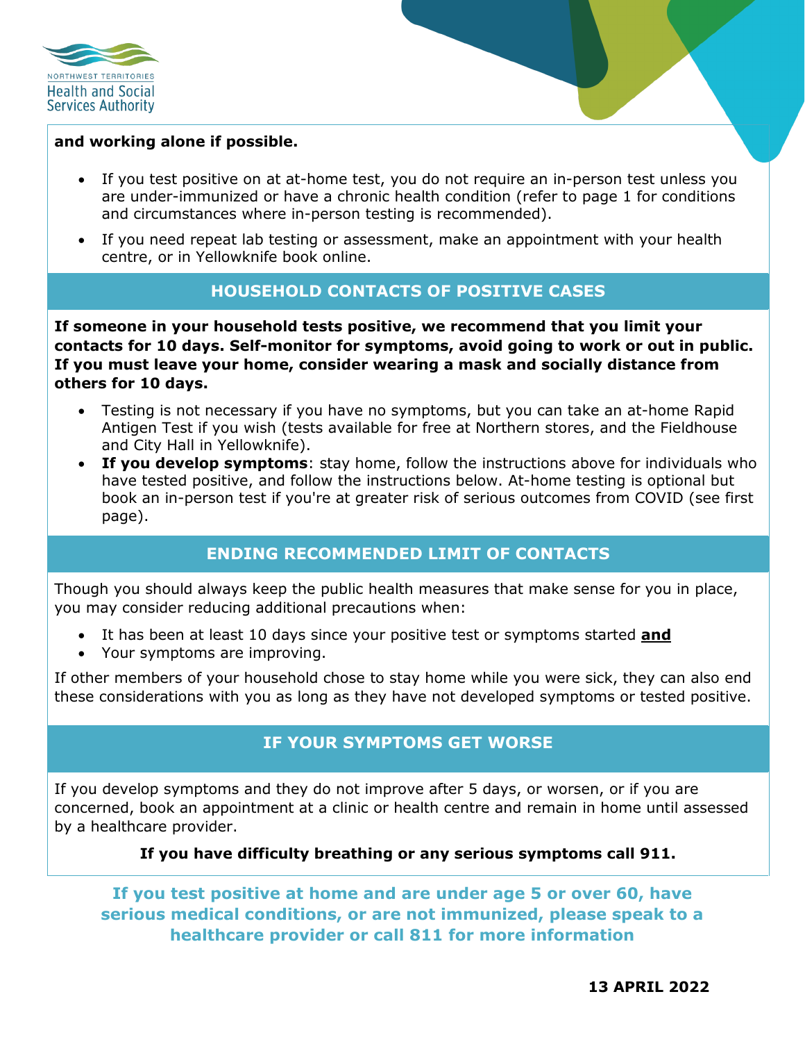**and working alone if possible.**

- If you test positive on at at-home test, you do not require an in-person test unless you are under-immunized or have a chronic health condition (refer to page 1 for conditions and circumstances where in-person testing is recommended).
- If you need repeat lab testing or assessment, make an appointment with your health centre, or in Yellowknife book online.

## HOUSEHOLD CONTACTS OF POSITIVE CASES

**If someone in your household tests positive, we recommend that you limit your contacts for 10 days. Self-monitor for symptoms, avoid going to work or out in public. If you must leave your home, consider wearing a mask and socially distance from others for 10 days.**

- Testing is not necessary if you have no symptoms, but you can take an at-home Rapid Antigen Test if you wish (tests available for free at Northern stores, and the Fieldhouse and City Hall in Yellowknife).
- **If you develop symptoms**: stay home, follow the instructions above for individuals who have tested positive, and follow the instructions below. At-home testing is optional but book an in-person test if you're at greater risk of serious outcomes from COVID (see first page).

## ENDING RECOMMENDED LIMIT OF CONTACTS

Though you should always keep the public health measures that make sense for you in place, you may consider reducing additional precautions when:

- It has been at least 10 days since your positive test or symptoms started **and**
- Your symptoms are improving.

If other members of your household chose to stay home while you were sick, they can also end these considerations with you as long as they have not developed symptoms or tested positive.

## IF YOUR SYMPTOMS GET WORSE

If you develop symptoms and they do not improve after 5 days, or worsen, or if you are concerned, book an appointment at a clinic or health centre and remain in home until assessed by a healthcare provider.

**If you have difficulty breathing or any serious symptoms call 911.**

**If you test positive at home and are under age 5 or over 60, have serious medical conditions, or are not immunized, please speak to a healthcare provider or call 811 for more information**

**13 APRIL 2022**